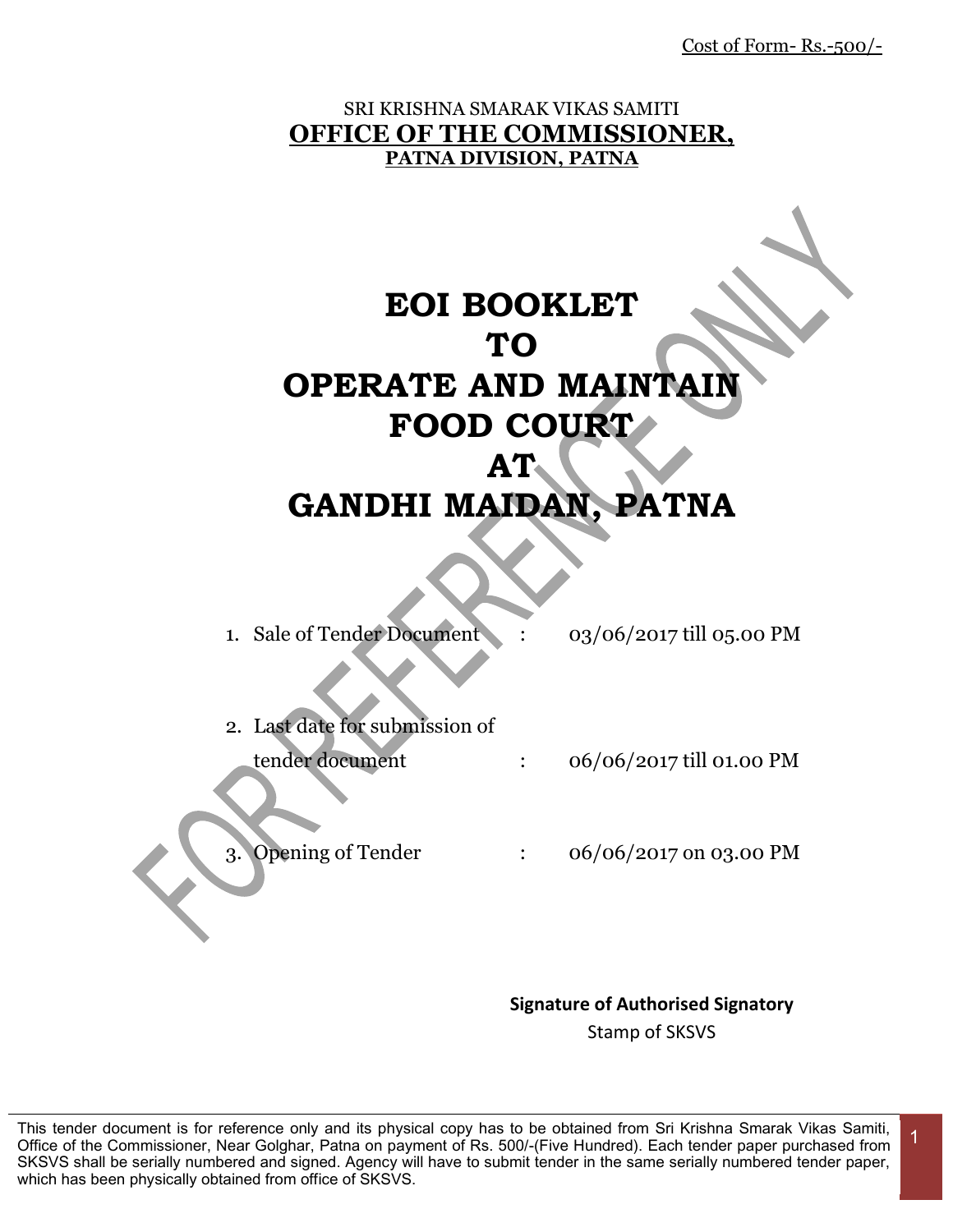Cost of Form- Rs.-500/-

SRI KRISHNA SMARAK VIKAS SAMITI

**OFFICE OF THE COMMISSIONER,**

**PATNA DIVISION, PATNA**

# EOI BOOKLET TO OPERATE AND MAINTAIN FOOD COURT AT GANDHI MAIDAN, PATNA

1. Sale of Tender Document : 03/06/2017 till 05.00 PM
2. Last date for submission of tender document : 06/06/2017 till 01.00 PM
3. Opening of Tender : 06/06/2017 on 03.00 PM

**Signature of Authorised Signatory**

Stamp of SKSVS

This tender document is for reference only and its physical copy has to be obtained from Sri Krishna Smarak Vikas Samiti, Office of the Commissioner, Near Golghar, Patna on payment of Rs. 500/-(Five Hundred). Each tender paper purchased from SKSVS shall be serially numbered and signed. Agency will have to submit tender in the same serially numbered tender paper, which has been physically obtained from office of SKSVS.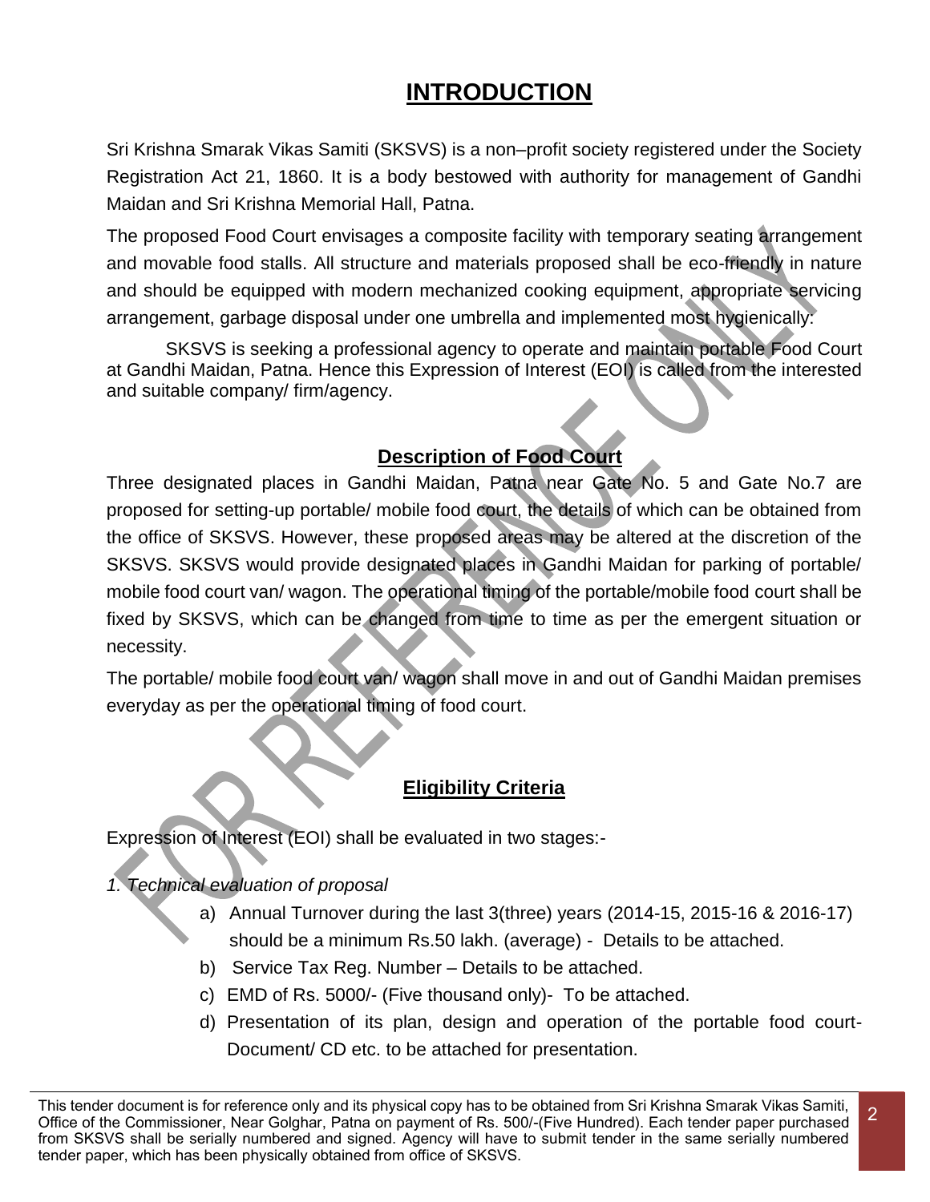# INTRODUCTION

Sri Krishna Smarak Vikas Samiti (SKSVS) is a non–profit society registered under the Society Registration Act 21, 1860. It is a body bestowed with authority for management of Gandhi Maidan and Sri Krishna Memorial Hall, Patna.

The proposed Food Court envisages a composite facility with temporary seating arrangement and movable food stalls. All structure and materials proposed shall be eco-friendly in nature and should be equipped with modern mechanized cooking equipment, appropriate servicing arrangement, garbage disposal under one umbrella and implemented most hygienically.

SKSVS is seeking a professional agency to operate and maintain portable Food Court at Gandhi Maidan, Patna. Hence this Expression of Interest (EOI) is called from the interested and suitable company/ firm/agency.

## Description of Food Court

Three designated places in Gandhi Maidan, Patna near Gate No. 5 and Gate No.7 are proposed for setting-up portable/ mobile food court, the details of which can be obtained from the office of SKSVS. However, these proposed areas may be altered at the discretion of the SKSVS. SKSVS would provide designated places in Gandhi Maidan for parking of portable/ mobile food court van/ wagon. The operational timing of the portable/mobile food court shall be fixed by SKSVS, which can be changed from time to time as per the emergent situation or necessity.

The portable/ mobile food court van/ wagon shall move in and out of Gandhi Maidan premises everyday as per the operational timing of food court.

## Eligibility Criteria

Expression of Interest (EOI) shall be evaluated in two stages:-

*1. Technical evaluation of proposal*

a) Annual Turnover during the last 3(three) years (2014-15, 2015-16 & 2016-17) should be a minimum Rs.50 lakh. (average) - Details to be attached.

b) Service Tax Reg. Number – Details to be attached.

c) EMD of Rs. 5000/- (Five thousand only)- To be attached.

d) Presentation of its plan, design and operation of the portable food court- Document/ CD etc. to be attached for presentation.

This tender document is for reference only and its physical copy has to be obtained from Sri Krishna Smarak Vikas Samiti, Office of the Commissioner, Near Golghar, Patna on payment of Rs. 500/-(Five Hundred). Each tender paper purchased from SKSVS shall be serially numbered and signed. Agency will have to submit tender in the same serially numbered tender paper, which has been physically obtained from office of SKSVS.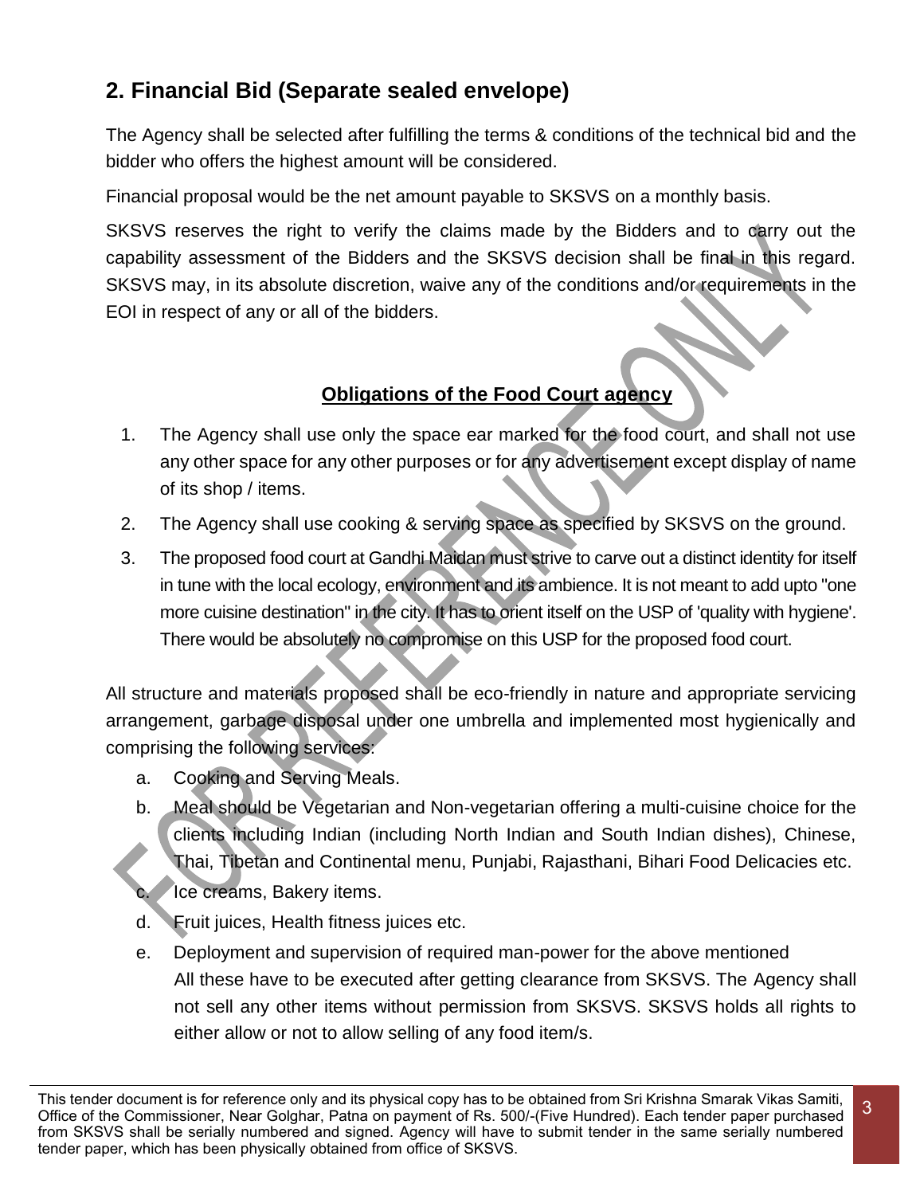## 2. Financial Bid (Separate sealed envelope)

The Agency shall be selected after fulfilling the terms & conditions of the technical bid and the bidder who offers the highest amount will be considered.

Financial proposal would be the net amount payable to SKSVS on a monthly basis.

SKSVS reserves the right to verify the claims made by the Bidders and to carry out the capability assessment of the Bidders and the SKSVS decision shall be final in this regard. SKSVS may, in its absolute discretion, waive any of the conditions and/or requirements in the EOI in respect of any or all of the bidders.

**Obligations of the Food Court agency**

1. The Agency shall use only the space ear marked for the food court, and shall not use any other space for any other purposes or for any advertisement except display of name of its shop / items.
2. The Agency shall use cooking & serving space as specified by SKSVS on the ground.
3. The proposed food court at Gandhi Maidan must strive to carve out a distinct identity for itself in tune with the local ecology, environment and its ambience. It is not meant to add upto "one more cuisine destination" in the city. It has to orient itself on the USP of 'quality with hygiene'. There would be absolutely no compromise on this USP for the proposed food court.

All structure and materials proposed shall be eco-friendly in nature and appropriate servicing arrangement, garbage disposal under one umbrella and implemented most hygienically and comprising the following services:

a. Cooking and Serving Meals.
b. Meal should be Vegetarian and Non-vegetarian offering a multi-cuisine choice for the clients including Indian (including North Indian and South Indian dishes), Chinese, Thai, Tibetan and Continental menu, Punjabi, Rajasthani, Bihari Food Delicacies etc.
c. Ice creams, Bakery items.
d. Fruit juices, Health fitness juices etc.
e. Deployment and supervision of required man-power for the above mentioned
   All these have to be executed after getting clearance from SKSVS. The Agency shall not sell any other items without permission from SKSVS. SKSVS holds all rights to either allow or not to allow selling of any food item/s.

This tender document is for reference only and its physical copy has to be obtained from Sri Krishna Smarak Vikas Samiti, Office of the Commissioner, Near Golghar, Patna on payment of Rs. 500/-(Five Hundred). Each tender paper purchased from SKSVS shall be serially numbered and signed. Agency will have to submit tender in the same serially numbered tender paper, which has been physically obtained from office of SKSVS.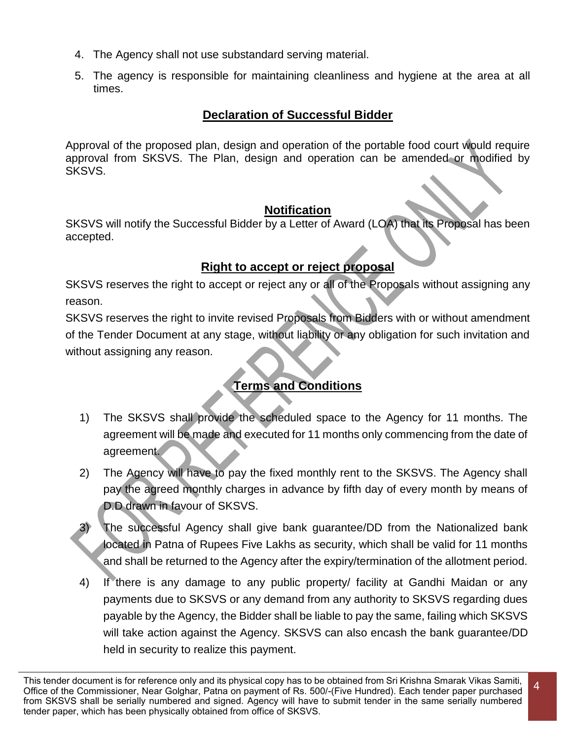4. The Agency shall not use substandard serving material.
5. The agency is responsible for maintaining cleanliness and hygiene at the area at all times.

## Declaration of Successful Bidder

Approval of the proposed plan, design and operation of the portable food court would require approval from SKSVS. The Plan, design and operation can be amended or modified by SKSVS.

## Notification

SKSVS will notify the Successful Bidder by a Letter of Award (LOA) that its Proposal has been accepted.

## Right to accept or reject proposal

SKSVS reserves the right to accept or reject any or all of the Proposals without assigning any reason.

SKSVS reserves the right to invite revised Proposals from Bidders with or without amendment of the Tender Document at any stage, without liability or any obligation for such invitation and without assigning any reason.

## Terms and Conditions

1) The SKSVS shall provide the scheduled space to the Agency for 11 months. The agreement will be made and executed for 11 months only commencing from the date of agreement.
2) The Agency will have to pay the fixed monthly rent to the SKSVS. The Agency shall pay the agreed monthly charges in advance by fifth day of every month by means of D.D drawn in favour of SKSVS.
3) The successful Agency shall give bank guarantee/DD from the Nationalized bank located in Patna of Rupees Five Lakhs as security, which shall be valid for 11 months and shall be returned to the Agency after the expiry/termination of the allotment period.
4) If there is any damage to any public property/ facility at Gandhi Maidan or any payments due to SKSVS or any demand from any authority to SKSVS regarding dues payable by the Agency, the Bidder shall be liable to pay the same, failing which SKSVS will take action against the Agency. SKSVS can also encash the bank guarantee/DD held in security to realize this payment.

This tender document is for reference only and its physical copy has to be obtained from Sri Krishna Smarak Vikas Samiti, Office of the Commissioner, Near Golghar, Patna on payment of Rs. 500/-(Five Hundred). Each tender paper purchased from SKSVS shall be serially numbered and signed. Agency will have to submit tender in the same serially numbered tender paper, which has been physically obtained from office of SKSVS.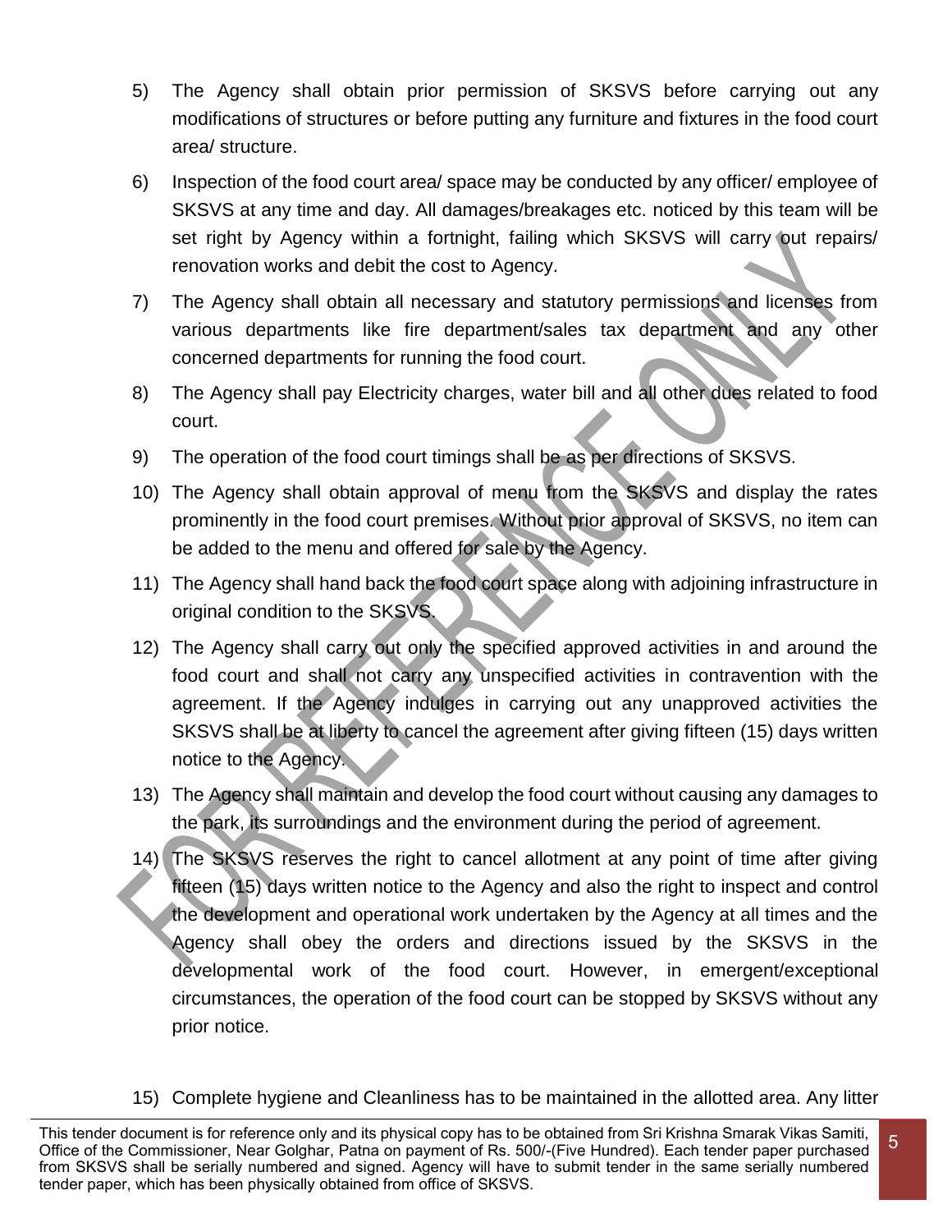5) The Agency shall obtain prior permission of SKSVS before carrying out any modifications of structures or before putting any furniture and fixtures in the food court area/ structure.

6) Inspection of the food court area/ space may be conducted by any officer/ employee of SKSVS at any time and day. All damages/breakages etc. noticed by this team will be set right by Agency within a fortnight, failing which SKSVS will carry out repairs/ renovation works and debit the cost to Agency.

7) The Agency shall obtain all necessary and statutory permissions and licenses from various departments like fire department/sales tax department and any other concerned departments for running the food court.

8) The Agency shall pay Electricity charges, water bill and all other dues related to food court.

9) The operation of the food court timings shall be as per directions of SKSVS.

10) The Agency shall obtain approval of menu from the SKSVS and display the rates prominently in the food court premises. Without prior approval of SKSVS, no item can be added to the menu and offered for sale by the Agency.

11) The Agency shall hand back the food court space along with adjoining infrastructure in original condition to the SKSVS.

12) The Agency shall carry out only the specified approved activities in and around the food court and shall not carry any unspecified activities in contravention with the agreement. If the Agency indulges in carrying out any unapproved activities the SKSVS shall be at liberty to cancel the agreement after giving fifteen (15) days written notice to the Agency.

13) The Agency shall maintain and develop the food court without causing any damages to the park, its surroundings and the environment during the period of agreement.

14) The SKSVS reserves the right to cancel allotment at any point of time after giving fifteen (15) days written notice to the Agency and also the right to inspect and control the development and operational work undertaken by the Agency at all times and the Agency shall obey the orders and directions issued by the SKSVS in the developmental work of the food court. However, in emergent/exceptional circumstances, the operation of the food court can be stopped by SKSVS without any prior notice.

15) Complete hygiene and Cleanliness has to be maintained in the allotted area. Any litter

This tender document is for reference only and its physical copy has to be obtained from Sri Krishna Smarak Vikas Samiti, Office of the Commissioner, Near Golghar, Patna on payment of Rs. 500/-(Five Hundred). Each tender paper purchased from SKSVS shall be serially numbered and signed. Agency will have to submit tender in the same serially numbered tender paper, which has been physically obtained from office of SKSVS.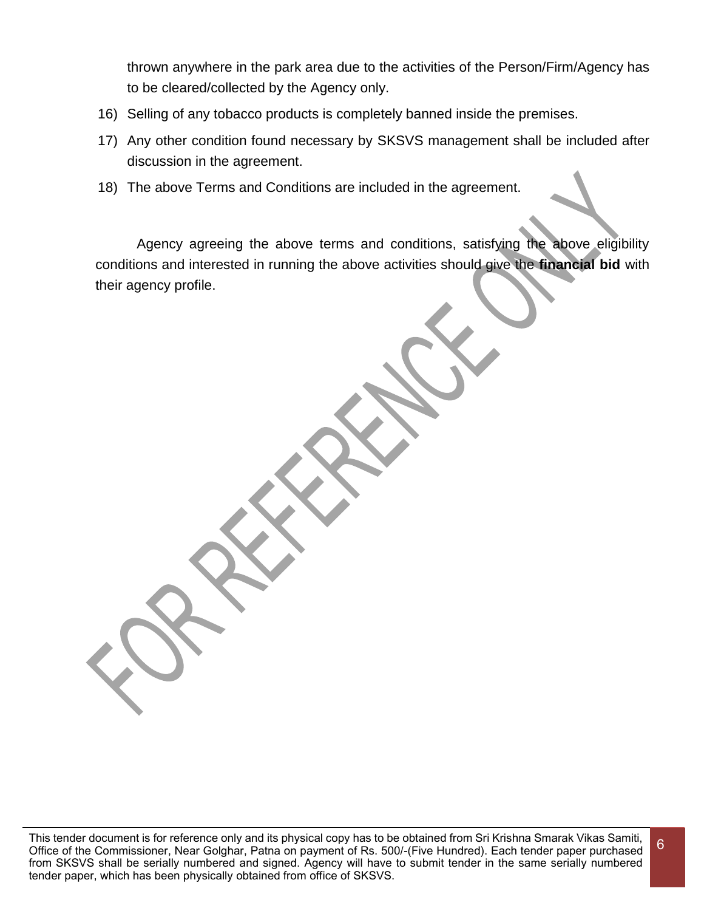thrown anywhere in the park area due to the activities of the Person/Firm/Agency has to be cleared/collected by the Agency only.

16) Selling of any tobacco products is completely banned inside the premises.
17) Any other condition found necessary by SKSVS management shall be included after discussion in the agreement.
18) The above Terms and Conditions are included in the agreement.

Agency agreeing the above terms and conditions, satisfying the above eligibility conditions and interested in running the above activities should give the **financial bid** with their agency profile.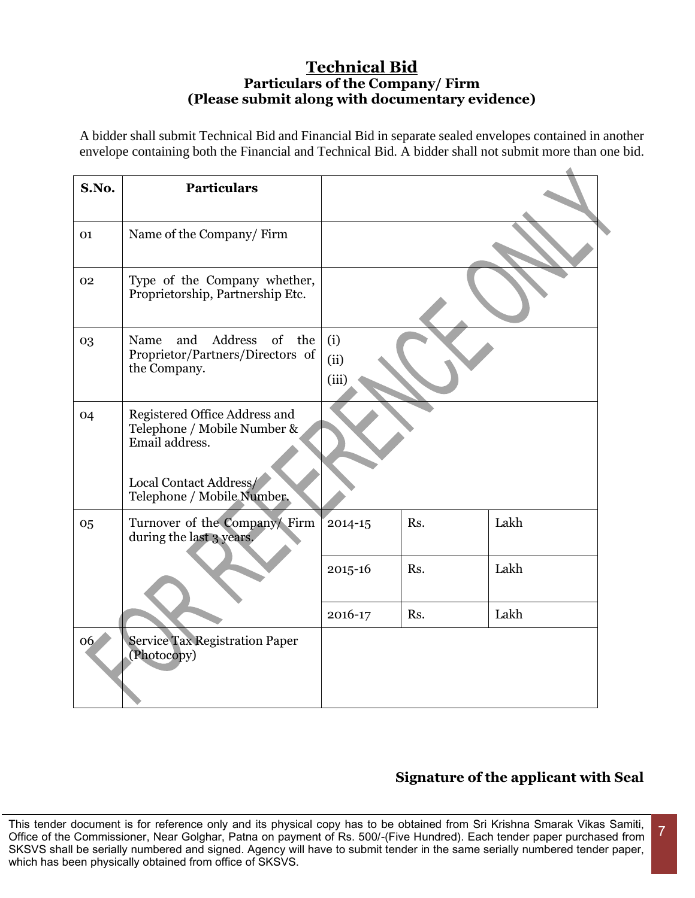# Technical Bid

**Particulars of the Company/ Firm**
**(Please submit along with documentary evidence)**

A bidder shall submit Technical Bid and Financial Bid in separate sealed envelopes contained in another envelope containing both the Financial and Technical Bid. A bidder shall not submit more than one bid.

| S.No. | Particulars | | | |
|---|---|---|---|---|
| 01 | Name of the Company/ Firm | | | |
| 02 | Type of the Company whether, Proprietorship, Partnership Etc. | | | |
| 03 | Name and Address of the Proprietor/Partners/Directors of the Company. | (i)<br>(ii)<br>(iii) | | |
| 04 | Registered Office Address and Telephone / Mobile Number & Email address.<br><br>Local Contact Address/ Telephone / Mobile Number. | | | |
| 05 | Turnover of the Company/ Firm during the last 3 years. | 2014-15 | Rs. | Lakh |
| | | 2015-16 | Rs. | Lakh |
| | | 2016-17 | Rs. | Lakh |
| 06 | Service Tax Registration Paper (Photocopy) | | | |

**Signature of the applicant with Seal**

This tender document is for reference only and its physical copy has to be obtained from Sri Krishna Smarak Vikas Samiti, Office of the Commissioner, Near Golghar, Patna on payment of Rs. 500/-(Five Hundred). Each tender paper purchased from SKSVS shall be serially numbered and signed. Agency will have to submit tender in the same serially numbered tender paper, which has been physically obtained from office of SKSVS.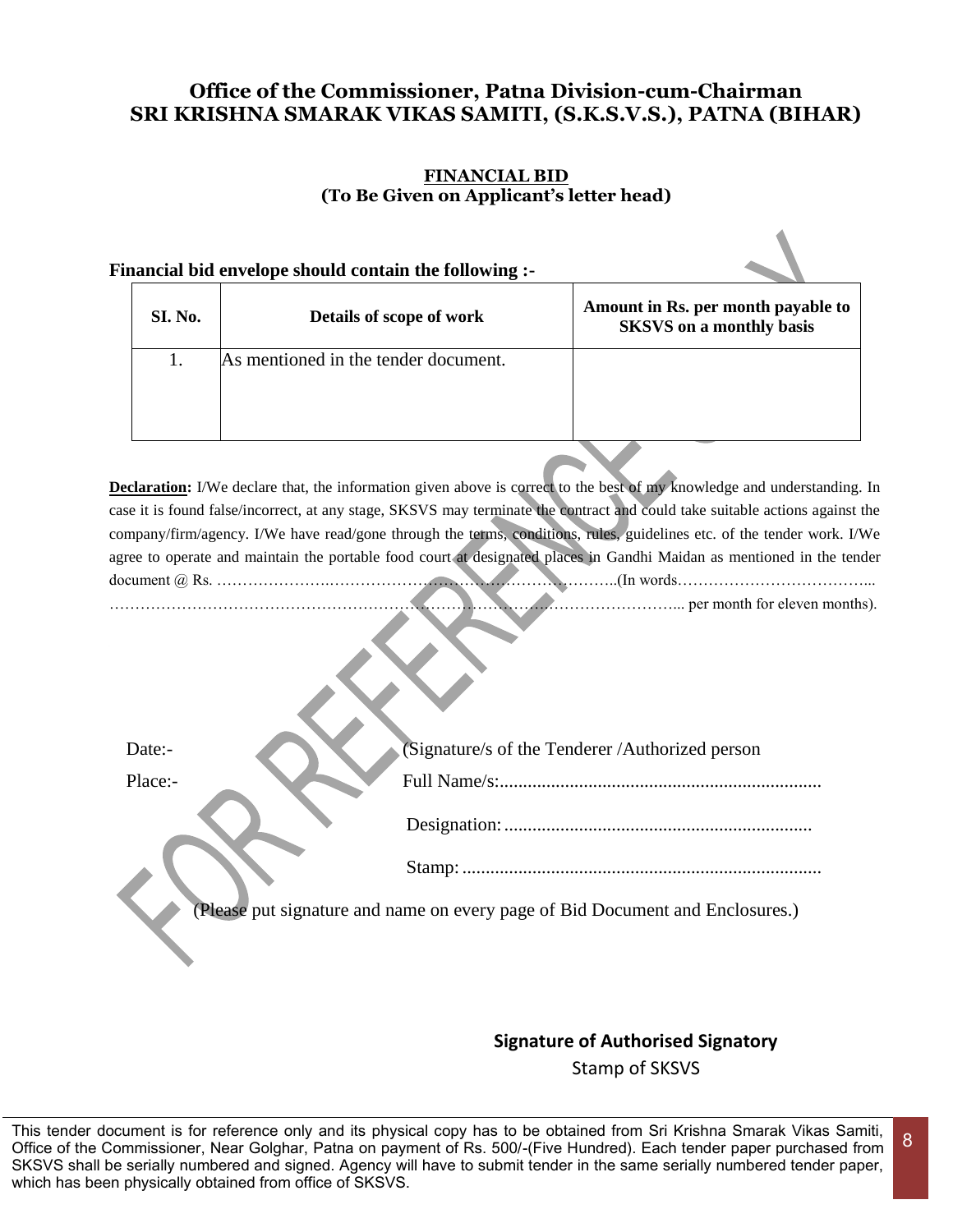## Office of the Commissioner, Patna Division-cum-Chairman
## SRI KRISHNA SMARAK VIKAS SAMITI, (S.K.S.V.S.), PATNA (BIHAR)

**FINANCIAL BID**
**(To Be Given on Applicant's letter head)**

**Financial bid envelope should contain the following :-**

| SI. No. | Details of scope of work | Amount in Rs. per month payable to SKSVS on a monthly basis |
|---|---|---|
| 1. | As mentioned in the tender document. | |

**Declaration:** I/We declare that, the information given above is correct to the best of my knowledge and understanding. In case it is found false/incorrect, at any stage, SKSVS may terminate the contract and could take suitable actions against the company/firm/agency. I/We have read/gone through the terms, conditions, rules, guidelines etc. of the tender work. I/We agree to operate and maintain the portable food court at designated places in Gandhi Maidan as mentioned in the tender document @ Rs. …………………………………………………………………..(In words………………………………...
…………………………………………………………………………………………………... per month for eleven months).

Date:- (Signature/s of the Tenderer /Authorized person

Place:- Full Name/s:....................................................................

Designation:.................................................................

Stamp:............................................................................

(Please put signature and name on every page of Bid Document and Enclosures.)

**Signature of Authorised Signatory**
Stamp of SKSVS

This tender document is for reference only and its physical copy has to be obtained from Sri Krishna Smarak Vikas Samiti, Office of the Commissioner, Near Golghar, Patna on payment of Rs. 500/-(Five Hundred). Each tender paper purchased from SKSVS shall be serially numbered and signed. Agency will have to submit tender in the same serially numbered tender paper, which has been physically obtained from office of SKSVS.